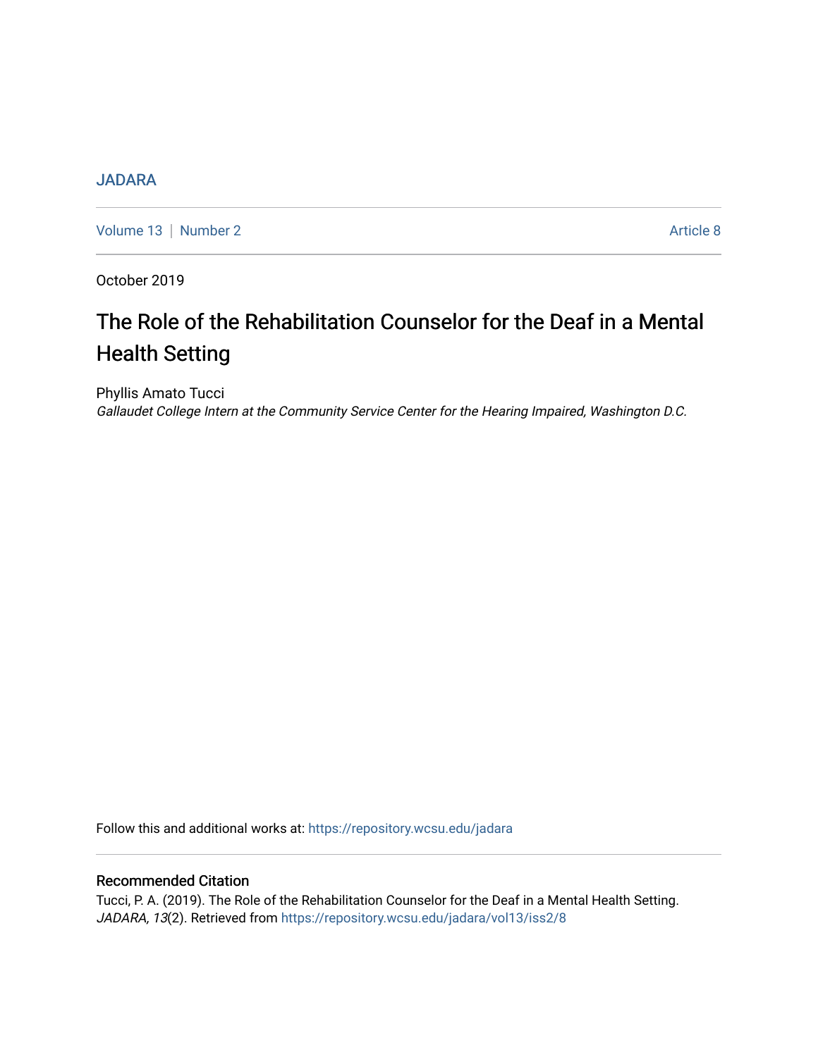JADARA

Volume 13 | Number 2 | Article 8

October 2019

# The Role of the Rehabilitation Counselor for the Deaf in a Mental Health Setting

Phyllis Amato Tucci

*Gallaudet College Intern at the Community Service Center for the Hearing Impaired, Washington D.C.*

Follow this and additional works at: https://repository.wcsu.edu/jadara

## Recommended Citation

Tucci, P. A. (2019). The Role of the Rehabilitation Counselor for the Deaf in a Mental Health Setting. *JADARA, 13*(2). Retrieved from https://repository.wcsu.edu/jadara/vol13/iss2/8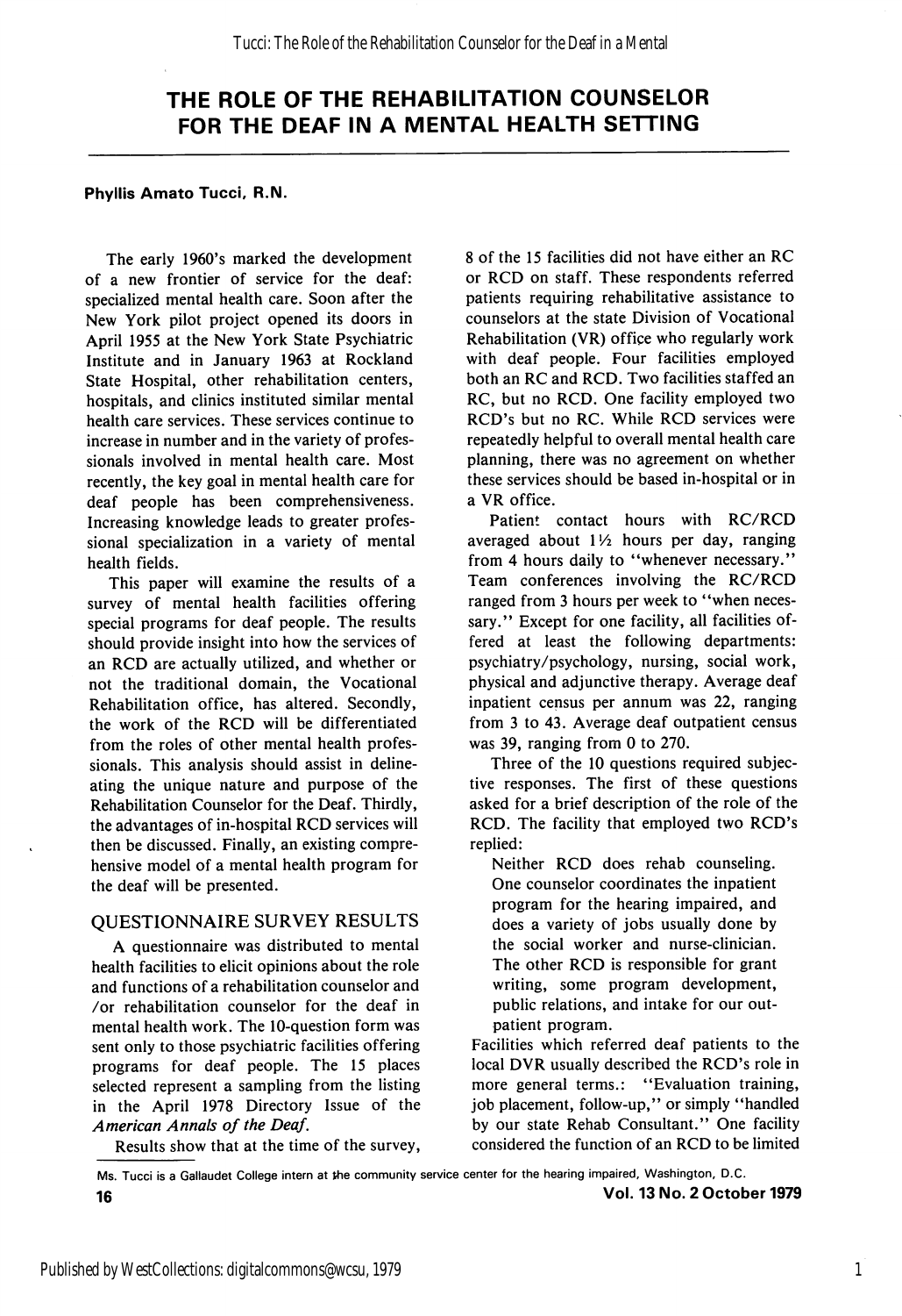# THE ROLE OF THE REHABILITATION COUNSELOR FOR THE DEAF IN A MENTAL HEALTH SETTING

**Phyllis Amato Tucci, R.N.**

The early 1960's marked the development of a new frontier of service for the deaf: specialized mental health care. Soon after the New York pilot project opened its doors in April 1955 at the New York State Psychiatric Institute and in January 1963 at Rockland State Hospital, other rehabilitation centers, hospitals, and clinics instituted similar mental health care services. These services continue to increase in number and in the variety of professionals involved in mental health care. Most recently, the key goal in mental health care for deaf people has been comprehensiveness. Increasing knowledge leads to greater professional specialization in a variety of mental health fields.

This paper will examine the results of a survey of mental health facilities offering special programs for deaf people. The results should provide insight into how the services of an RCD are actually utilized, and whether or not the traditional domain, the Vocational Rehabilitation office, has altered. Secondly, the work of the RCD will be differentiated from the roles of other mental health professionals. This analysis should assist in delineating the unique nature and purpose of the Rehabilitation Counselor for the Deaf. Thirdly, the advantages of in-hospital RCD services will then be discussed. Finally, an existing comprehensive model of a mental health program for the deaf will be presented.

## QUESTIONNAIRE SURVEY RESULTS

A questionnaire was distributed to mental health facilities to elicit opinions about the role and functions of a rehabilitation counselor and /or rehabilitation counselor for the deaf in mental health work. The 10-question form was sent only to those psychiatric facilities offering programs for deaf people. The 15 places selected represent a sampling from the listing in the April 1978 Directory Issue of the *American Annals of the Deaf*.

Results show that at the time of the survey, 8 of the 15 facilities did not have either an RC or RCD on staff. These respondents referred patients requiring rehabilitative assistance to counselors at the state Division of Vocational Rehabilitation (VR) office who regularly work with deaf people. Four facilities employed both an RC and RCD. Two facilities staffed an RC, but no RCD. One facility employed two RCD's but no RC. While RCD services were repeatedly helpful to overall mental health care planning, there was no agreement on whether these services should be based in-hospital or in a VR office.

Patient contact hours with RC/RCD averaged about 1½ hours per day, ranging from 4 hours daily to "whenever necessary." Team conferences involving the RC/RCD ranged from 3 hours per week to "when necessary." Except for one facility, all facilities offered at least the following departments: psychiatry/psychology, nursing, social work, physical and adjunctive therapy. Average deaf inpatient census per annum was 22, ranging from 3 to 43. Average deaf outpatient census was 39, ranging from 0 to 270.

Three of the 10 questions required subjective responses. The first of these questions asked for a brief description of the role of the RCD. The facility that employed two RCD's replied:

> Neither RCD does rehab counseling. One counselor coordinates the inpatient program for the hearing impaired, and does a variety of jobs usually done by the social worker and nurse-clinician. The other RCD is responsible for grant writing, some program development, public relations, and intake for our outpatient program.

Facilities which referred deaf patients to the local DVR usually described the RCD's role in more general terms.: "Evaluation training, job placement, follow-up," or simply "handled by our state Rehab Consultant." One facility considered the function of an RCD to be limited

Ms. Tucci is a Gallaudet College intern at the community service center for the hearing impaired, Washington, D.C.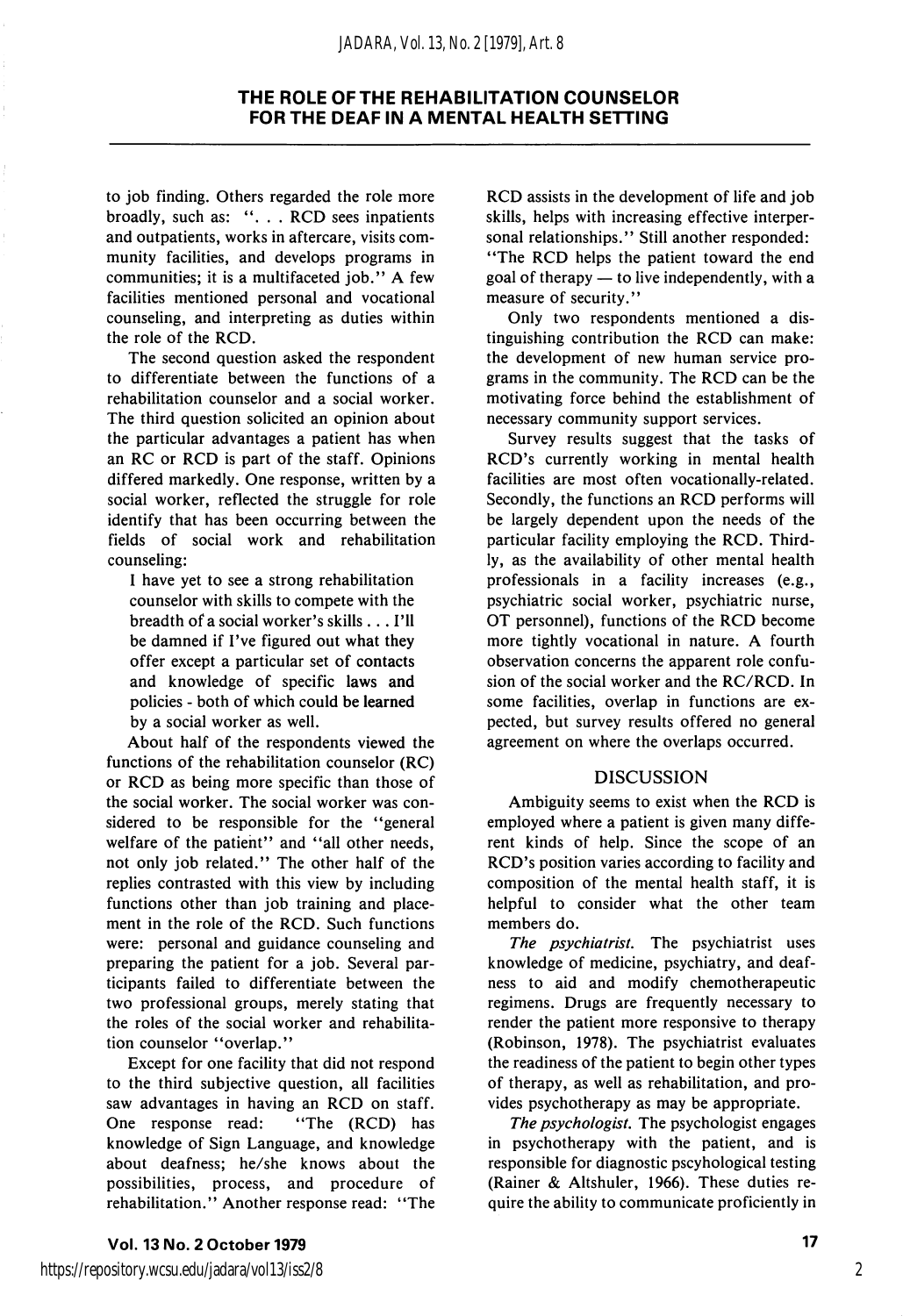to job finding. Others regarded the role more broadly, such as: ". . . RCD sees inpatients and outpatients, works in aftercare, visits community facilities, and develops programs in communities; it is a multifaceted job." A few facilities mentioned personal and vocational counseling, and interpreting as duties within the role of the RCD.

The second question asked the respondent to differentiate between the functions of a rehabilitation counselor and a social worker. The third question solicited an opinion about the particular advantages a patient has when an RC or RCD is part of the staff. Opinions differed markedly. One response, written by a social worker, reflected the struggle for role identify that has been occurring between the fields of social work and rehabilitation counseling:

> I have yet to see a strong rehabilitation counselor with skills to compete with the breadth of a social worker's skills . . . I'll be damned if I've figured out what they offer except a particular set of contacts and knowledge of specific laws and policies - both of which could be learned by a social worker as well.

About half of the respondents viewed the functions of the rehabilitation counselor (RC) or RCD as being more specific than those of the social worker. The social worker was considered to be responsible for the "general welfare of the patient" and "all other needs, not only job related." The other half of the replies contrasted with this view by including functions other than job training and placement in the role of the RCD. Such functions were: personal and guidance counseling and preparing the patient for a job. Several participants failed to differentiate between the two professional groups, merely stating that the roles of the social worker and rehabilitation counselor "overlap."

Except for one facility that did not respond to the third subjective question, all facilities saw advantages in having an RCD on staff. One response read: "The (RCD) has knowledge of Sign Language, and knowledge about deafness; he/she knows about the possibilities, process, and procedure of rehabilitation." Another response read: "The RCD assists in the development of life and job skills, helps with increasing effective interpersonal relationships." Still another responded: "The RCD helps the patient toward the end goal of therapy — to live independently, with a measure of security."

Only two respondents mentioned a distinguishing contribution the RCD can make: the development of new human service programs in the community. The RCD can be the motivating force behind the establishment of necessary community support services.

Survey results suggest that the tasks of RCD's currently working in mental health facilities are most often vocationally-related. Secondly, the functions an RCD performs will be largely dependent upon the needs of the particular facility employing the RCD. Thirdly, as the availability of other mental health professionals in a facility increases (e.g., psychiatric social worker, psychiatric nurse, OT personnel), functions of the RCD become more tightly vocational in nature. A fourth observation concerns the apparent role confusion of the social worker and the RC/RCD. In some facilities, overlap in functions are expected, but survey results offered no general agreement on where the overlaps occurred.

## DISCUSSION

Ambiguity seems to exist when the RCD is employed where a patient is given many different kinds of help. Since the scope of an RCD's position varies according to facility and composition of the mental health staff, it is helpful to consider what the other team members do.

*The psychiatrist.* The psychiatrist uses knowledge of medicine, psychiatry, and deafness to aid and modify chemotherapeutic regimens. Drugs are frequently necessary to render the patient more responsive to therapy (Robinson, 1978). The psychiatrist evaluates the readiness of the patient to begin other types of therapy, as well as rehabilitation, and provides psychotherapy as may be appropriate.

*The psychologist.* The psychologist engages in psychotherapy with the patient, and is responsible for diagnostic pscyhological testing (Rainer & Altshuler, 1966). These duties require the ability to communicate proficiently in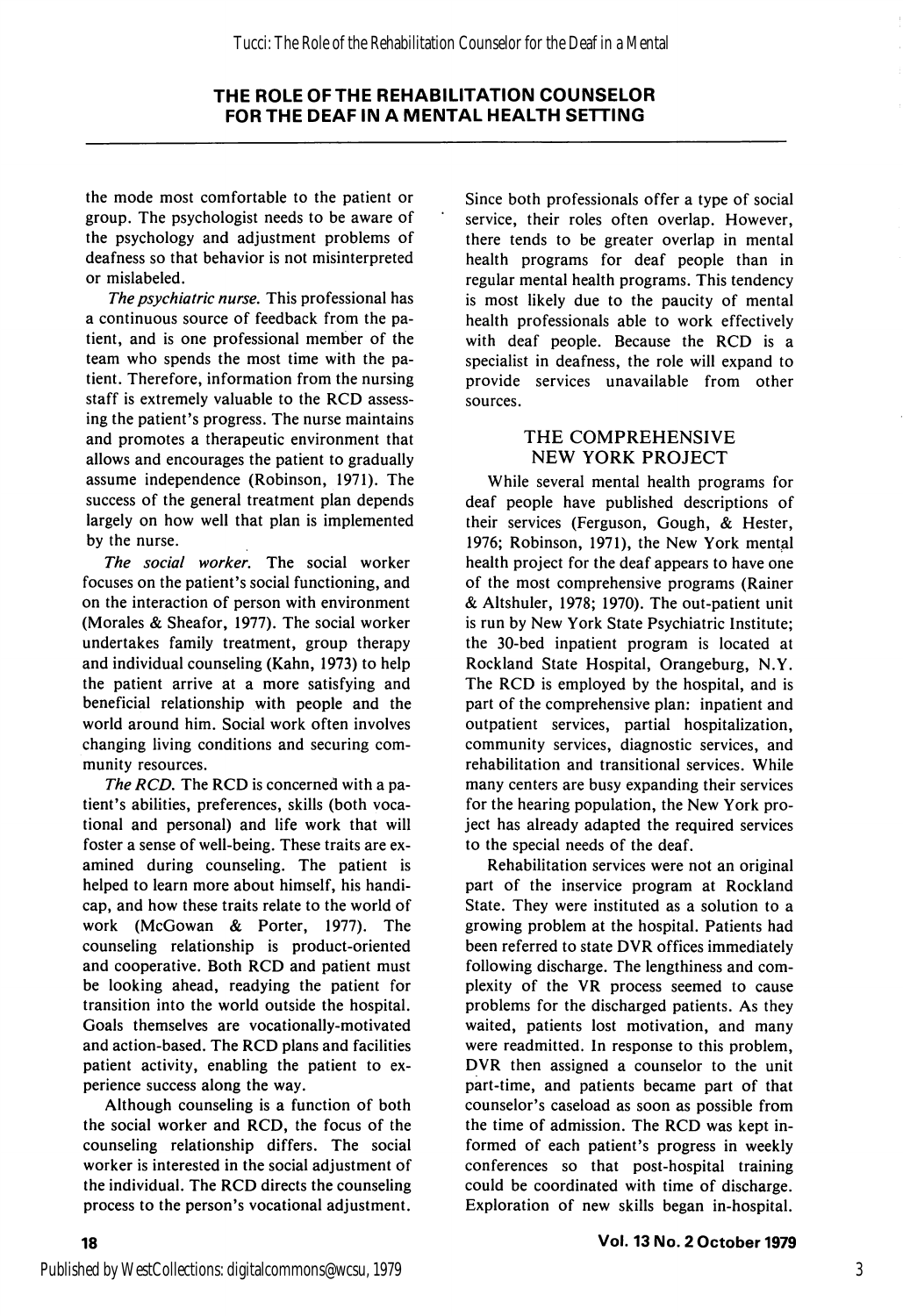the mode most comfortable to the patient or group. The psychologist needs to be aware of the psychology and adjustment problems of deafness so that behavior is not misinterpreted or mislabeled.

*The psychiatric nurse.* This professional has a continuous source of feedback from the patient, and is one professional member of the team who spends the most time with the patient. Therefore, information from the nursing staff is extremely valuable to the RCD assessing the patient's progress. The nurse maintains and promotes a therapeutic environment that allows and encourages the patient to gradually assume independence (Robinson, 1971). The success of the general treatment plan depends largely on how well that plan is implemented by the nurse.

*The social worker.* The social worker focuses on the patient's social functioning, and on the interaction of person with environment (Morales & Sheafor, 1977). The social worker undertakes family treatment, group therapy and individual counseling (Kahn, 1973) to help the patient arrive at a more satisfying and beneficial relationship with people and the world around him. Social work often involves changing living conditions and securing community resources.

*The RCD.* The RCD is concerned with a patient's abilities, preferences, skills (both vocational and personal) and life work that will foster a sense of well-being. These traits are examined during counseling. The patient is helped to learn more about himself, his handicap, and how these traits relate to the world of work (McGowan & Porter, 1977). The counseling relationship is product-oriented and cooperative. Both RCD and patient must be looking ahead, readying the patient for transition into the world outside the hospital. Goals themselves are vocationally-motivated and action-based. The RCD plans and facilities patient activity, enabling the patient to experience success along the way.

Although counseling is a function of both the social worker and RCD, the focus of the counseling relationship differs. The social worker is interested in the social adjustment of the individual. The RCD directs the counseling process to the person's vocational adjustment. Since both professionals offer a type of social service, their roles often overlap. However, there tends to be greater overlap in mental health programs for deaf people than in regular mental health programs. This tendency is most likely due to the paucity of mental health professionals able to work effectively with deaf people. Because the RCD is a specialist in deafness, the role will expand to provide services unavailable from other sources.

## THE COMPREHENSIVE NEW YORK PROJECT

While several mental health programs for deaf people have published descriptions of their services (Ferguson, Gough, & Hester, 1976; Robinson, 1971), the New York mental health project for the deaf appears to have one of the most comprehensive programs (Rainer & Altshuler, 1978; 1970). The out-patient unit is run by New York State Psychiatric Institute; the 30-bed inpatient program is located at Rockland State Hospital, Orangeburg, N.Y. The RCD is employed by the hospital, and is part of the comprehensive plan: inpatient and outpatient services, partial hospitalization, community services, diagnostic services, and rehabilitation and transitional services. While many centers are busy expanding their services for the hearing population, the New York project has already adapted the required services to the special needs of the deaf.

Rehabilitation services were not an original part of the inservice program at Rockland State. They were instituted as a solution to a growing problem at the hospital. Patients had been referred to state DVR offices immediately following discharge. The lengthiness and complexity of the VR process seemed to cause problems for the discharged patients. As they waited, patients lost motivation, and many were readmitted. In response to this problem, DVR then assigned a counselor to the unit part-time, and patients became part of that counselor's caseload as soon as possible from the time of admission. The RCD was kept informed of each patient's progress in weekly conferences so that post-hospital training could be coordinated with time of discharge. Exploration of new skills began in-hospital.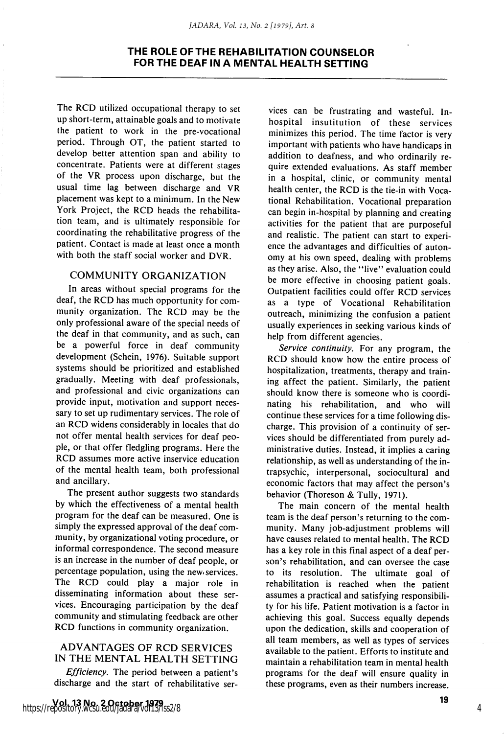The RCD utilized occupational therapy to set up short-term, attainable goals and to motivate the patient to work in the pre-vocational period. Through OT, the patient started to develop better attention span and ability to concentrate. Patients were at different stages of the VR process upon discharge, but the usual time lag between discharge and VR placement was kept to a minimum. In the New York Project, the RCD heads the rehabilitation team, and is ultimately responsible for coordinating the rehabilitative progress of the patient. Contact is made at least once a month with both the staff social worker and DVR.

## COMMUNITY ORGANIZATION

In areas without special programs for the deaf, the RCD has much opportunity for community organization. The RCD may be the only professional aware of the special needs of the deaf in that community, and as such, can be a powerful force in deaf community development (Schein, 1976). Suitable support systems should be prioritized and established gradually. Meeting with deaf professionals, and professional and civic organizations can provide input, motivation and support necessary to set up rudimentary services. The role of an RCD widens considerably in locales that do not offer mental health services for deaf people, or that offer fledgling programs. Here the RCD assumes more active inservice education of the mental health team, both professional and ancillary.

The present author suggests two standards by which the effectiveness of a mental health program for the deaf can be measured. One is simply the expressed approval of the deaf community, by organizational voting procedure, or informal correspondence. The second measure is an increase in the number of deaf people, or percentage population, using the new services. The RCD could play a major role in disseminating information about these services. Encouraging participation by the deaf community and stimulating feedback are other RCD functions in community organization.

## ADVANTAGES OF RCD SERVICES IN THE MENTAL HEALTH SETTING

*Efficiency.* The period between a patient's discharge and the start of rehabilitative services can be frustrating and wasteful. In-hospital insutitution of these services minimizes this period. The time factor is very important with patients who have handicaps in addition to deafness, and who ordinarily require extended evaluations. As staff member in a hospital, clinic, or community mental health center, the RCD is the tie-in with Vocational Rehabilitation. Vocational preparation can begin in-hospital by planning and creating activities for the patient that are purposeful and realistic. The patient can start to experience the advantages and difficulties of autonomy at his own speed, dealing with problems as they arise. Also, the "live" evaluation could be more effective in choosing patient goals. Outpatient facilities could offer RCD services as a type of Vocational Rehabilitation outreach, minimizing the confusion a patient usually experiences in seeking various kinds of help from different agencies.

*Service continuity.* For any program, the RCD should know how the entire process of hospitalization, treatments, therapy and training affect the patient. Similarly, the patient should know there is someone who is coordinating his rehabilitation, and who will continue these services for a time following discharge. This provision of a continuity of services should be differentiated from purely administrative duties. Instead, it implies a caring relationship, as well as understanding of the intrapsychic, interpersonal, sociocultural and economic factors that may affect the person's behavior (Thoreson & Tully, 1971).

The main concern of the mental health team is the deaf person's returning to the community. Many job-adjustment problems will have causes related to mental health. The RCD has a key role in this final aspect of a deaf person's rehabilitation, and can oversee the case to its resolution. The ultimate goal of rehabilitation is reached when the patient assumes a practical and satisfying responsibility for his life. Patient motivation is a factor in achieving this goal. Success equally depends upon the dedication, skills and cooperation of all team members, as well as types of services available to the patient. Efforts to institute and maintain a rehabilitation team in mental health programs for the deaf will ensure quality in these programs, even as their numbers increase.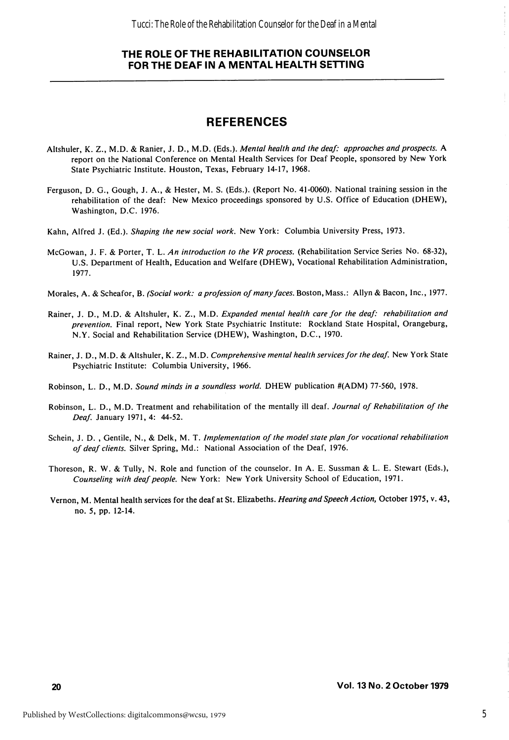# THE ROLE OF THE REHABILITATION COUNSELOR FOR THE DEAF IN A MENTAL HEALTH SETTING

## REFERENCES

Altshuler, K. Z., M.D. & Ranier, J. D., M.D. (Eds.). *Mental health and the deaf: approaches and prospects.* A report on the National Conference on Mental Health Services for Deaf People, sponsored by New York State Psychiatric Institute. Houston, Texas, February 14-17, 1968.

Ferguson, D. G., Gough, J. A., & Hester, M. S. (Eds.). (Report No. 41-0060). National training session in the rehabilitation of the deaf: New Mexico proceedings sponsored by U.S. Office of Education (DHEW), Washington, D.C. 1976.

Kahn, Alfred J. (Ed.). *Shaping the new social work.* New York: Columbia University Press, 1973.

McGowan, J. F. & Porter, T. L. *An introduction to the VR process.* (Rehabilitation Service Series No. 68-32), U.S. Department of Health, Education and Welfare (DHEW), Vocational Rehabilitation Administration, 1977.

Morales, A. & Scheafor, B. *(Social work: a profession of many faces.* Boston, Mass.: Allyn & Bacon, Inc., 1977.

Rainer, J. D., M.D. & Altshuler, K. Z., M.D. *Expanded mental health care for the deaf: rehabilitation and prevention.* Final report, New York State Psychiatric Institute: Rockland State Hospital, Orangeburg, N.Y. Social and Rehabilitation Service (DHEW), Washington, D.C., 1970.

Rainer, J. D., M.D. & Altshuler, K. Z., M.D. *Comprehensive mental health services for the deaf.* New York State Psychiatric Institute: Columbia University, 1966.

Robinson, L. D., M.D. *Sound minds in a soundless world.* DHEW publication #(ADM) 77-560, 1978.

Robinson, L. D., M.D. Treatment and rehabilitation of the mentally ill deaf. *Journal of Rehabilitation of the Deaf.* January 1971, 4: 44-52.

Schein, J. D. , Gentile, N., & Delk, M. T. *Implementation of the model state plan for vocational rehabilitation of deaf clients.* Silver Spring, Md.: National Association of the Deaf, 1976.

Thoreson, R. W. & Tully, N. Role and function of the counselor. In A. E. Sussman & L. E. Stewart (Eds.), *Counseling with deaf people.* New York: New York University School of Education, 1971.

Vernon, M. Mental health services for the deaf at St. Elizabeths. *Hearing and Speech Action,* October 1975, v. 43, no. 5, pp. 12-14.